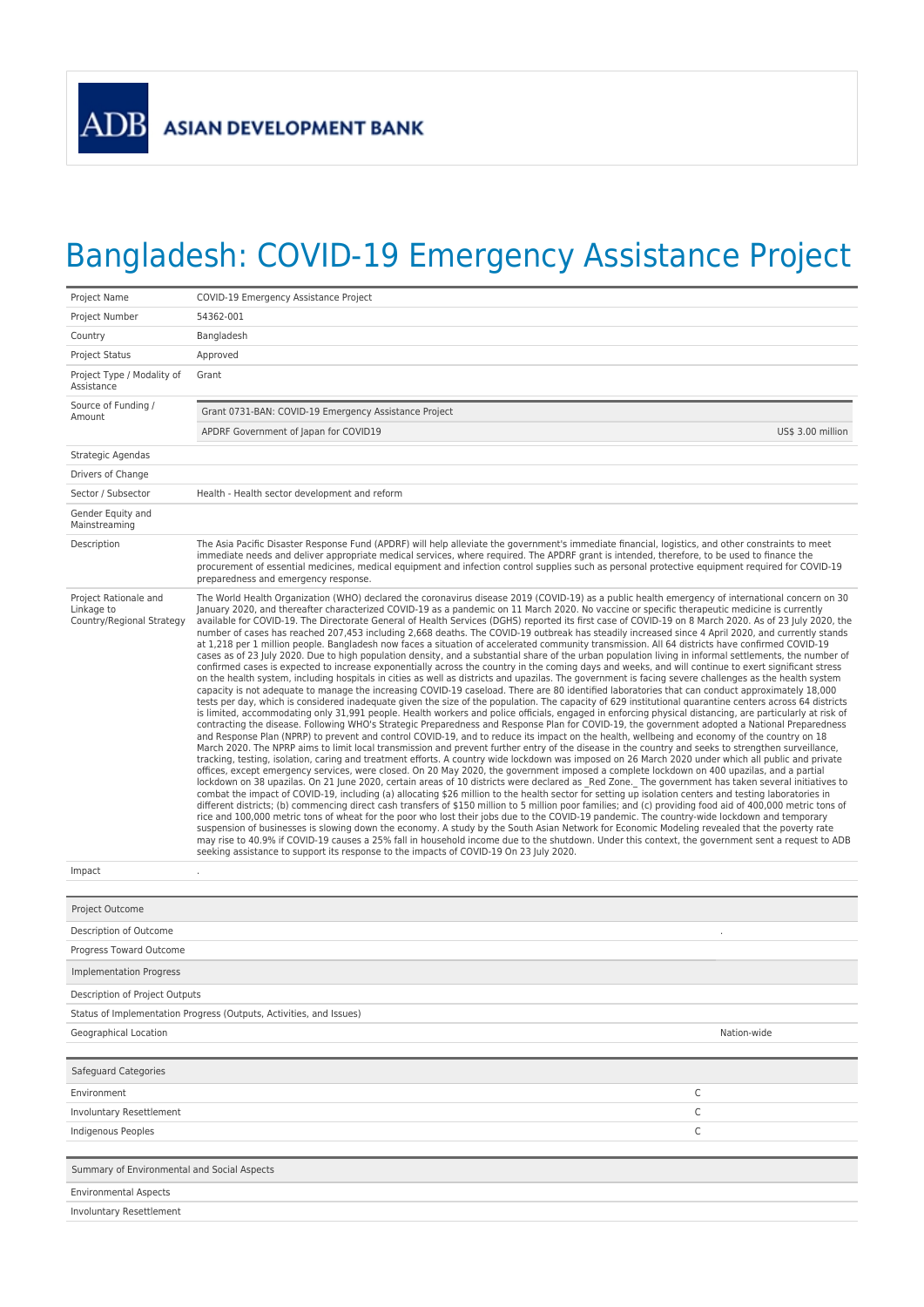ADB ASIAN DEVELOPMENT BANK

# Bangladesh: COVID-19 Emergency Assistance Project

| | |
|---|---|
| Project Name | COVID-19 Emergency Assistance Project |
| Project Number | 54362-001 |
| Country | Bangladesh |
| Project Status | Approved |
| Project Type / Modality of Assistance | Grant |
| Source of Funding / Amount | Grant 0731-BAN: COVID-19 Emergency Assistance Project<br>APDRF Government of Japan for COVID19 — US$ 3.00 million |
| Strategic Agendas | |
| Drivers of Change | |
| Sector / Subsector | Health - Health sector development and reform |
| Gender Equity and Mainstreaming | |
| Description | The Asia Pacific Disaster Response Fund (APDRF) will help alleviate the government's immediate financial, logistics, and other constraints to meet immediate needs and deliver appropriate medical services, where required. The APDRF grant is intended, therefore, to be used to finance the procurement of essential medicines, medical equipment and infection control supplies such as personal protective equipment required for COVID-19 preparedness and emergency response. |
| Project Rationale and Linkage to Country/Regional Strategy | The World Health Organization (WHO) declared the coronavirus disease 2019 (COVID-19) as a public health emergency of international concern on 30 January 2020, and thereafter characterized COVID-19 as a pandemic on 11 March 2020. No vaccine or specific therapeutic medicine is currently available for COVID-19. The Directorate General of Health Services (DGHS) reported its first case of COVID-19 on 8 March 2020. As of 23 July 2020, the number of cases has reached 207,453 including 2,668 deaths. The COVID-19 outbreak has steadily increased since 4 April 2020, and currently stands at 1,218 per 1 million people. Bangladesh now faces a situation of accelerated community transmission. All 64 districts have confirmed COVID-19 cases as of 23 July 2020. Due to high population density, and a substantial share of the urban population living in informal settlements, the number of confirmed cases is expected to increase exponentially across the country in the coming days and weeks, and will continue to exert significant stress on the health system, including hospitals in cities as well as districts and upazilas. The government is facing severe challenges as the health system capacity is not adequate to manage the increasing COVID-19 caseload. There are 80 identified laboratories that can conduct approximately 18,000 tests per day, which is considered inadequate given the size of the population. The capacity of 629 institutional quarantine centers across 64 districts is limited, accommodating only 31,991 people. Health workers and police officials, engaged in enforcing physical distancing, are particularly at risk of contracting the disease. Following WHO's Strategic Preparedness and Response Plan for COVID-19, the government adopted a National Preparedness and Response Plan (NPRP) to prevent and control COVID-19, and to reduce its impact on the health, wellbeing and economy of the country on 18 March 2020. The NPRP aims to limit local transmission and prevent further entry of the disease in the country and seeks to strengthen surveillance, tracking, testing, isolation, caring and treatment efforts. A country wide lockdown was imposed on 26 March 2020 under which all public and private offices, except emergency services, were closed. On 20 May 2020, the government imposed a complete lockdown on 400 upazilas, and a partial lockdown on 38 upazilas. On 21 June 2020, certain areas of 10 districts were declared as _Red Zone._ The government has taken several initiatives to combat the impact of COVID-19, including (a) allocating $26 million to the health sector for setting up isolation centers and testing laboratories in different districts; (b) commencing direct cash transfers of $150 million to 5 million poor families; and (c) providing food aid of 400,000 metric tons of rice and 100,000 metric tons of wheat for the poor who lost their jobs due to the COVID-19 pandemic. The country-wide lockdown and temporary suspension of businesses is slowing down the economy. A study by the South Asian Network for Economic Modeling revealed that the poverty rate may rise to 40.9% if COVID-19 causes a 25% fall in household income due to the shutdown. Under this context, the government sent a request to ADB seeking assistance to support its response to the impacts of COVID-19 On 23 July 2020. |
| Impact | . |

| Project Outcome | |
|---|---|
| Description of Outcome | . |
| Progress Toward Outcome | |

| Implementation Progress | |
|---|---|
| Description of Project Outputs | |
| Status of Implementation Progress (Outputs, Activities, and Issues) | |
| Geographical Location | Nation-wide |

| Safeguard Categories | |
|---|---|
| Environment | C |
| Involuntary Resettlement | C |
| Indigenous Peoples | C |

| Summary of Environmental and Social Aspects | |
|---|---|
| Environmental Aspects | |
| Involuntary Resettlement | |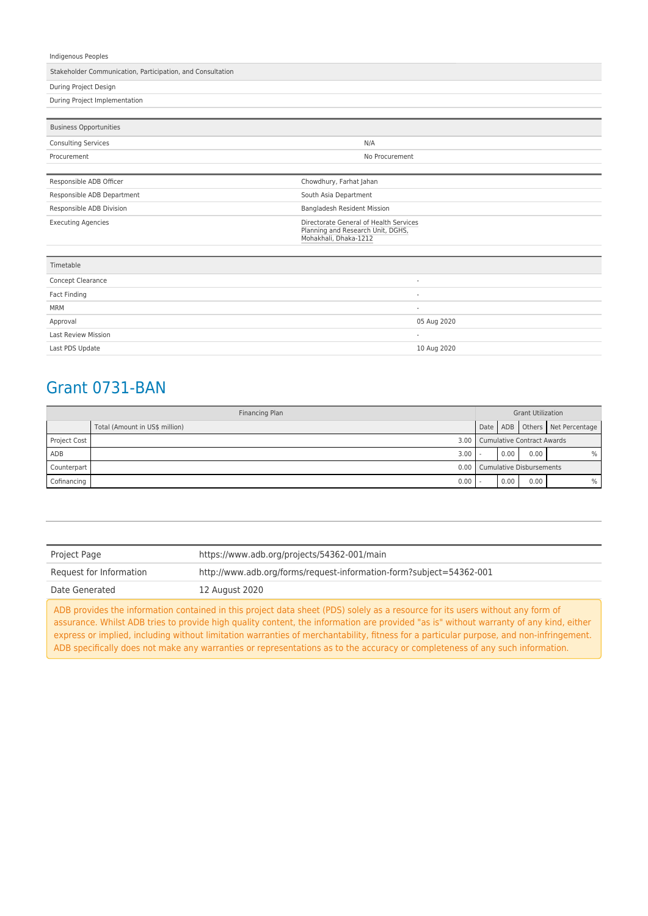| | |
|---|---|
| Indigenous Peoples | |
| Stakeholder Communication, Participation, and Consultation | |
| During Project Design | |
| During Project Implementation | |

| Business Opportunities | |
|---|---|
| Consulting Services | N/A |
| Procurement | No Procurement |

| | |
|---|---|
| Responsible ADB Officer | Chowdhury, Farhat Jahan |
| Responsible ADB Department | South Asia Department |
| Responsible ADB Division | Bangladesh Resident Mission |
| Executing Agencies | Directorate General of Health Services<br>Planning and Research Unit, DGHS,<br>Mohakhali, Dhaka-1212 |

| Timetable | |
|---|---|
| Concept Clearance | - |
| Fact Finding | - |
| MRM | - |
| Approval | 05 Aug 2020 |
| Last Review Mission | - |
| Last PDS Update | 10 Aug 2020 |

# Grant 0731-BAN

| Financing Plan | | Grant Utilization | | | |
|---|---|---|---|---|---|
| | Total (Amount in US$ million) | Date | ADB | Others | Net Percentage |
| Project Cost | 3.00 | Cumulative Contract Awards | | | |
| ADB | 3.00 | - | 0.00 | 0.00 | % |
| Counterpart | 0.00 | Cumulative Disbursements | | | |
| Cofinancing | 0.00 | - | 0.00 | 0.00 | % |

| | |
|---|---|
| Project Page | https://www.adb.org/projects/54362-001/main |
| Request for Information | http://www.adb.org/forms/request-information-form?subject=54362-001 |
| Date Generated | 12 August 2020 |

ADB provides the information contained in this project data sheet (PDS) solely as a resource for its users without any form of assurance. Whilst ADB tries to provide high quality content, the information are provided "as is" without warranty of any kind, either express or implied, including without limitation warranties of merchantability, fitness for a particular purpose, and non-infringement. ADB specifically does not make any warranties or representations as to the accuracy or completeness of any such information.